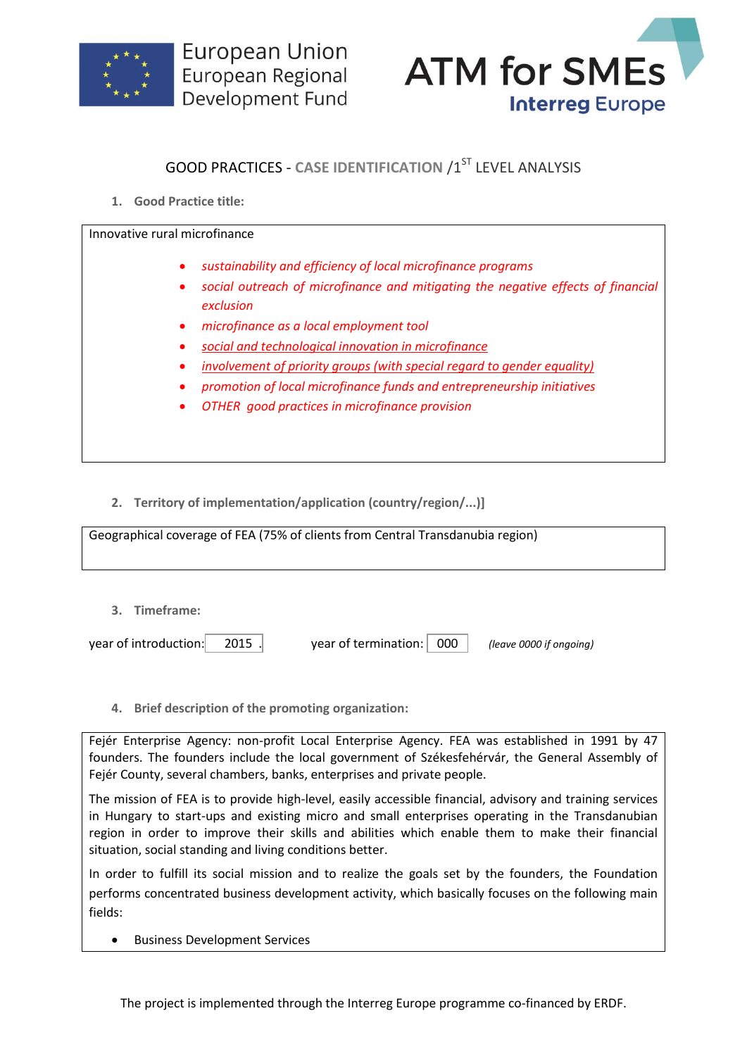European Union
European Regional
Development Fund

ATM for SMEs
Interreg Europe

## GOOD PRACTICES - CASE IDENTIFICATION /1ST LEVEL ANALYSIS

### 1. Good Practice title:

Innovative rural microfinance

- *sustainability and efficiency of local microfinance programs*
- *social outreach of microfinance and mitigating the negative effects of financial exclusion*
- *microfinance as a local employment tool*
- *social and technological innovation in microfinance*
- *involvement of priority groups (with special regard to gender equality)*
- *promotion of local microfinance funds and entrepreneurship initiatives*
- *OTHER good practices in microfinance provision*

### 2. Territory of implementation/application (country/region/...)]

Geographical coverage of FEA (75% of clients from Central Transdanubia region)

### 3. Timeframe:

year of introduction: 2015 . year of termination: 000 *(leave 0000 if ongoing)*

### 4. Brief description of the promoting organization:

Fejér Enterprise Agency: non-profit Local Enterprise Agency. FEA was established in 1991 by 47 founders. The founders include the local government of Székesfehérvár, the General Assembly of Fejér County, several chambers, banks, enterprises and private people.

The mission of FEA is to provide high-level, easily accessible financial, advisory and training services in Hungary to start-ups and existing micro and small enterprises operating in the Transdanubian region in order to improve their skills and abilities which enable them to make their financial situation, social standing and living conditions better.

In order to fulfill its social mission and to realize the goals set by the founders, the Foundation performs concentrated business development activity, which basically focuses on the following main fields:

- Business Development Services

The project is implemented through the Interreg Europe programme co-financed by ERDF.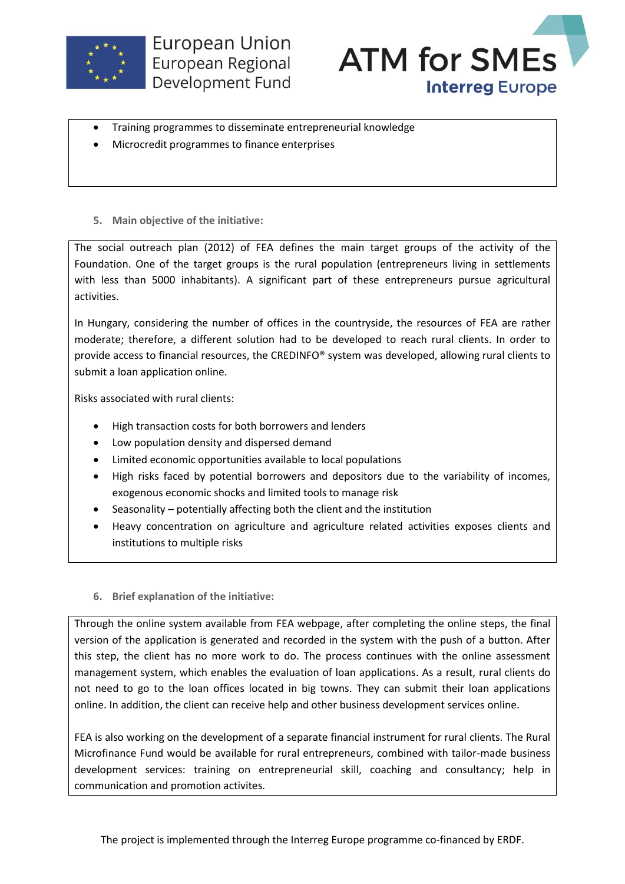- Training programmes to disseminate entrepreneurial knowledge
- Microcredit programmes to finance enterprises

5. **Main objective of the initiative:**

The social outreach plan (2012) of FEA defines the main target groups of the activity of the Foundation. One of the target groups is the rural population (entrepreneurs living in settlements with less than 5000 inhabitants). A significant part of these entrepreneurs pursue agricultural activities.

In Hungary, considering the number of offices in the countryside, the resources of FEA are rather moderate; therefore, a different solution had to be developed to reach rural clients. In order to provide access to financial resources, the CREDINFO® system was developed, allowing rural clients to submit a loan application online.

Risks associated with rural clients:

- High transaction costs for both borrowers and lenders
- Low population density and dispersed demand
- Limited economic opportunities available to local populations
- High risks faced by potential borrowers and depositors due to the variability of incomes, exogenous economic shocks and limited tools to manage risk
- Seasonality – potentially affecting both the client and the institution
- Heavy concentration on agriculture and agriculture related activities exposes clients and institutions to multiple risks

6. **Brief explanation of the initiative:**

Through the online system available from FEA webpage, after completing the online steps, the final version of the application is generated and recorded in the system with the push of a button. After this step, the client has no more work to do. The process continues with the online assessment management system, which enables the evaluation of loan applications. As a result, rural clients do not need to go to the loan offices located in big towns. They can submit their loan applications online. In addition, the client can receive help and other business development services online.

FEA is also working on the development of a separate financial instrument for rural clients. The Rural Microfinance Fund would be available for rural entrepreneurs, combined with tailor-made business development services: training on entrepreneurial skill, coaching and consultancy; help in communication and promotion activites.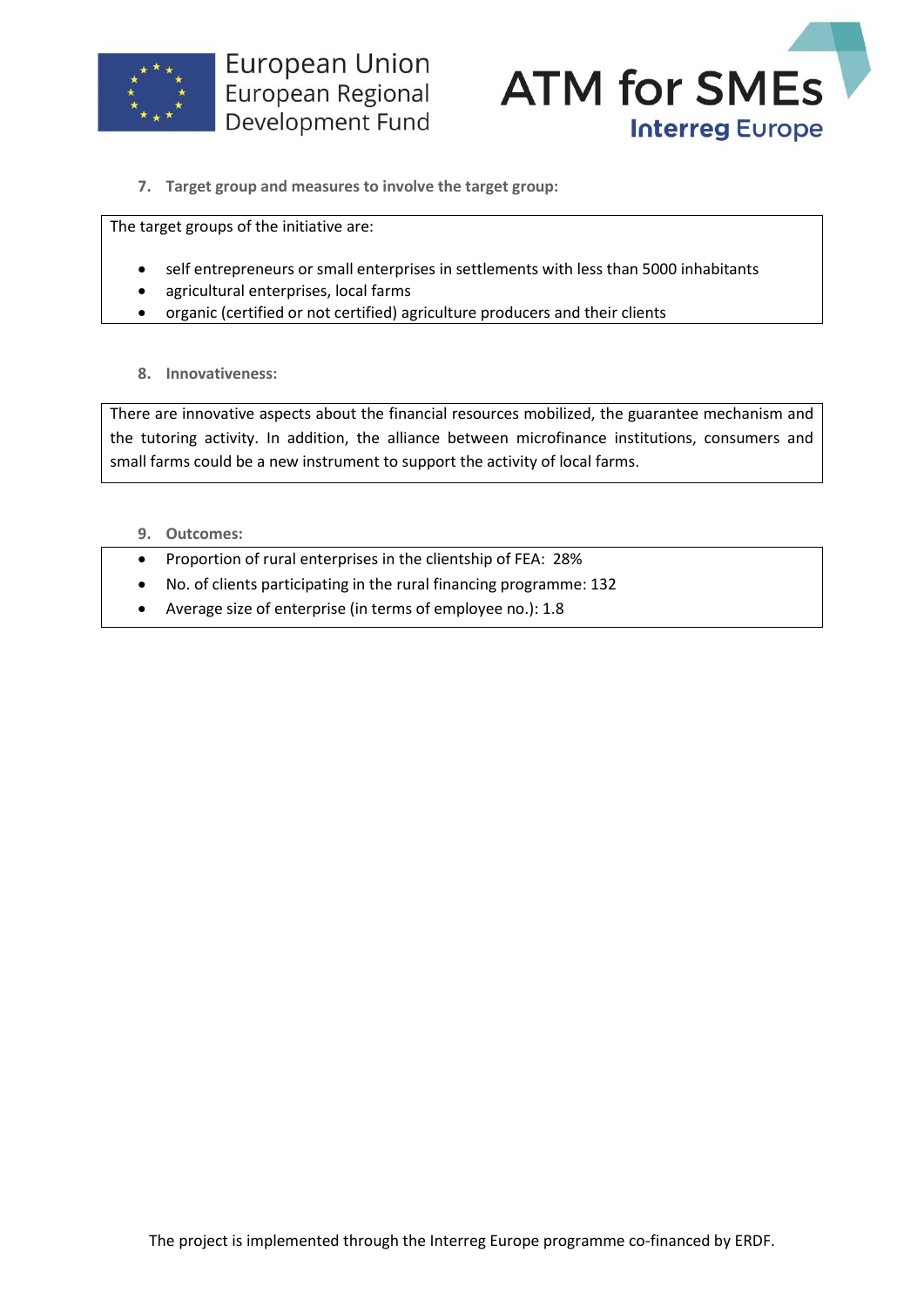7. **Target group and measures to involve the target group:**

The target groups of the initiative are:

- self entrepreneurs or small enterprises in settlements with less than 5000 inhabitants
- agricultural enterprises, local farms
- organic (certified or not certified) agriculture producers and their clients

8. **Innovativeness:**

There are innovative aspects about the financial resources mobilized, the guarantee mechanism and the tutoring activity. In addition, the alliance between microfinance institutions, consumers and small farms could be a new instrument to support the activity of local farms.

9. **Outcomes:**

- Proportion of rural enterprises in the clientship of FEA: 28%
- No. of clients participating in the rural financing programme: 132
- Average size of enterprise (in terms of employee no.): 1.8